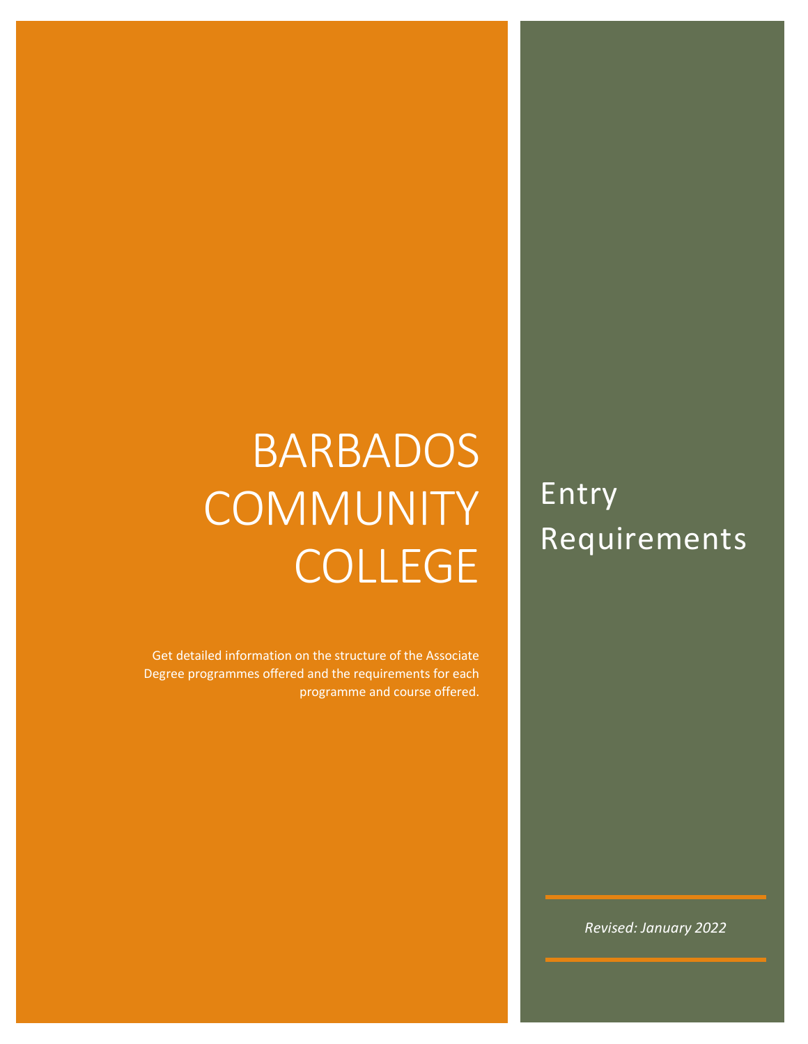# BARBADOS COMMUNITY COLLEGE

Get detailed information on the structure of the Associate Degree programmes offered and the requirements for each programme and course offered.

## Entry Requirements

*Revised: January 2022*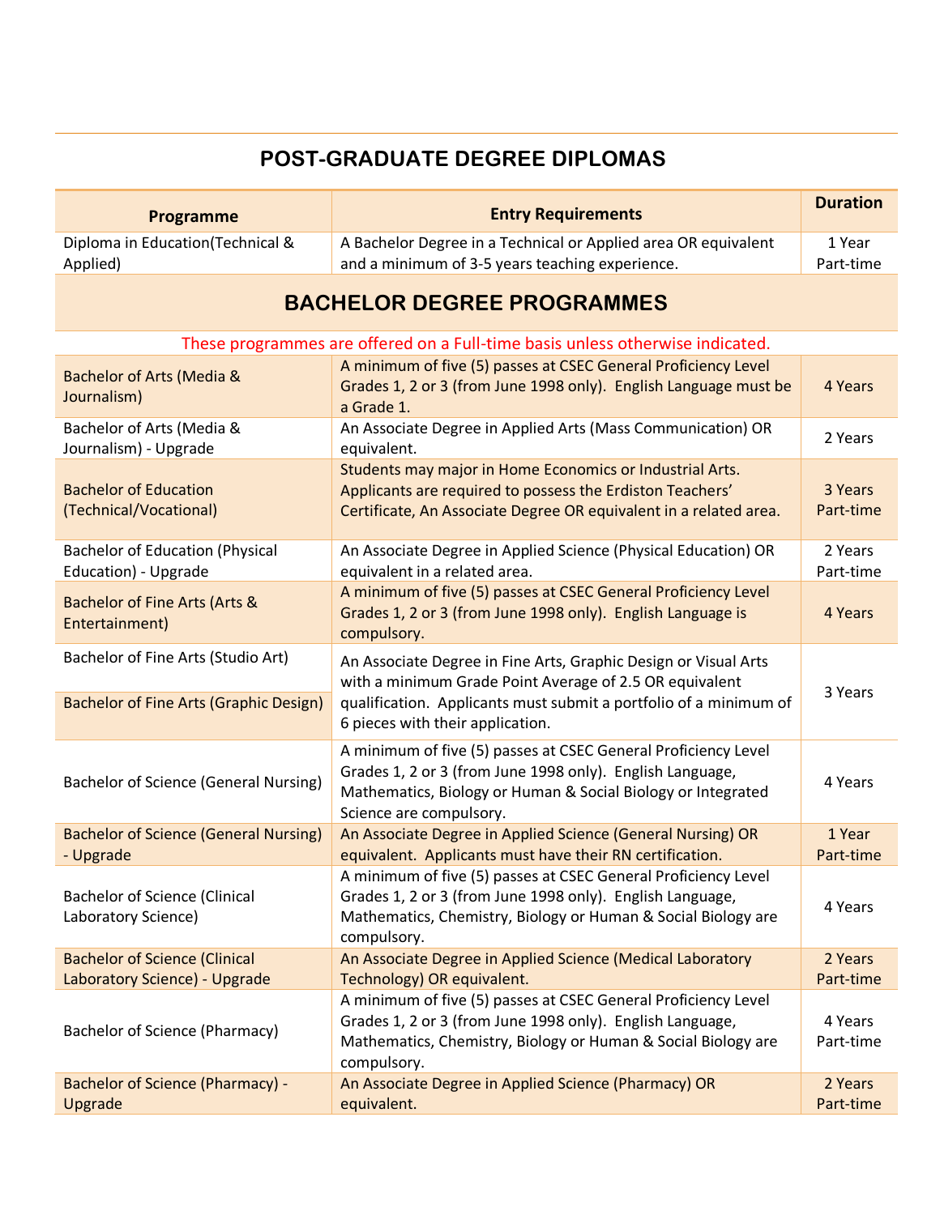## POST-GRADUATE DEGREE DIPLOMAS

| Programme | Entry Requirements | Duration |
|---|---|---|
| Diploma in Education(Technical & Applied) | A Bachelor Degree in a Technical or Applied area OR equivalent and a minimum of 3-5 years teaching experience. | 1 Year Part-time |

## BACHELOR DEGREE PROGRAMMES

These programmes are offered on a Full-time basis unless otherwise indicated.

| Programme | Entry Requirements | Duration |
|---|---|---|
| Bachelor of Arts (Media & Journalism) | A minimum of five (5) passes at CSEC General Proficiency Level Grades 1, 2 or 3 (from June 1998 only). English Language must be a Grade 1. | 4 Years |
| Bachelor of Arts (Media & Journalism) - Upgrade | An Associate Degree in Applied Arts (Mass Communication) OR equivalent. | 2 Years |
| Bachelor of Education (Technical/Vocational) | Students may major in Home Economics or Industrial Arts. Applicants are required to possess the Erdiston Teachers' Certificate, An Associate Degree OR equivalent in a related area. | 3 Years Part-time |
| Bachelor of Education (Physical Education) - Upgrade | An Associate Degree in Applied Science (Physical Education) OR equivalent in a related area. | 2 Years Part-time |
| Bachelor of Fine Arts (Arts & Entertainment) | A minimum of five (5) passes at CSEC General Proficiency Level Grades 1, 2 or 3 (from June 1998 only). English Language is compulsory. | 4 Years |
| Bachelor of Fine Arts (Studio Art) | An Associate Degree in Fine Arts, Graphic Design or Visual Arts with a minimum Grade Point Average of 2.5 OR equivalent qualification. Applicants must submit a portfolio of a minimum of 6 pieces with their application. | 3 Years |
| Bachelor of Fine Arts (Graphic Design) | | |
| Bachelor of Science (General Nursing) | A minimum of five (5) passes at CSEC General Proficiency Level Grades 1, 2 or 3 (from June 1998 only). English Language, Mathematics, Biology or Human & Social Biology or Integrated Science are compulsory. | 4 Years |
| Bachelor of Science (General Nursing) - Upgrade | An Associate Degree in Applied Science (General Nursing) OR equivalent. Applicants must have their RN certification. | 1 Year Part-time |
| Bachelor of Science (Clinical Laboratory Science) | A minimum of five (5) passes at CSEC General Proficiency Level Grades 1, 2 or 3 (from June 1998 only). English Language, Mathematics, Chemistry, Biology or Human & Social Biology are compulsory. | 4 Years |
| Bachelor of Science (Clinical Laboratory Science) - Upgrade | An Associate Degree in Applied Science (Medical Laboratory Technology) OR equivalent. | 2 Years Part-time |
| Bachelor of Science (Pharmacy) | A minimum of five (5) passes at CSEC General Proficiency Level Grades 1, 2 or 3 (from June 1998 only). English Language, Mathematics, Chemistry, Biology or Human & Social Biology are compulsory. | 4 Years Part-time |
| Bachelor of Science (Pharmacy) - Upgrade | An Associate Degree in Applied Science (Pharmacy) OR equivalent. | 2 Years Part-time |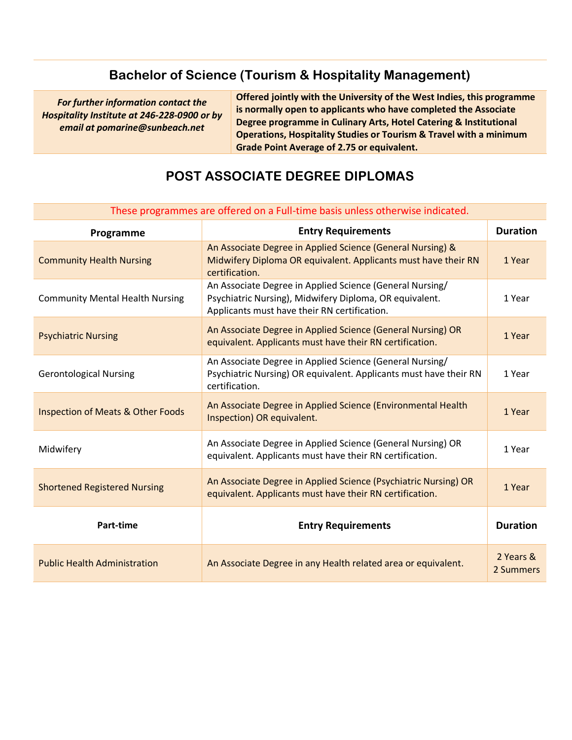## Bachelor of Science (Tourism & Hospitality Management)

| *For further information contact the Hospitality Institute at 246-228-0900 or by email at pomarine@sunbeach.net* | **Offered jointly with the University of the West Indies, this programme is normally open to applicants who have completed the Associate Degree programme in Culinary Arts, Hotel Catering & Institutional Operations, Hospitality Studies or Tourism & Travel with a minimum Grade Point Average of 2.75 or equivalent.** |
|---|---|

## POST ASSOCIATE DEGREE DIPLOMAS

These programmes are offered on a Full-time basis unless otherwise indicated.

| Programme | Entry Requirements | Duration |
|---|---|---|
| Community Health Nursing | An Associate Degree in Applied Science (General Nursing) & Midwifery Diploma OR equivalent. Applicants must have their RN certification. | 1 Year |
| Community Mental Health Nursing | An Associate Degree in Applied Science (General Nursing/ Psychiatric Nursing), Midwifery Diploma, OR equivalent. Applicants must have their RN certification. | 1 Year |
| Psychiatric Nursing | An Associate Degree in Applied Science (General Nursing) OR equivalent. Applicants must have their RN certification. | 1 Year |
| Gerontological Nursing | An Associate Degree in Applied Science (General Nursing/ Psychiatric Nursing) OR equivalent. Applicants must have their RN certification. | 1 Year |
| Inspection of Meats & Other Foods | An Associate Degree in Applied Science (Environmental Health Inspection) OR equivalent. | 1 Year |
| Midwifery | An Associate Degree in Applied Science (General Nursing) OR equivalent. Applicants must have their RN certification. | 1 Year |
| Shortened Registered Nursing | An Associate Degree in Applied Science (Psychiatric Nursing) OR equivalent. Applicants must have their RN certification. | 1 Year |
| **Part-time** | **Entry Requirements** | **Duration** |
| Public Health Administration | An Associate Degree in any Health related area or equivalent. | 2 Years & 2 Summers |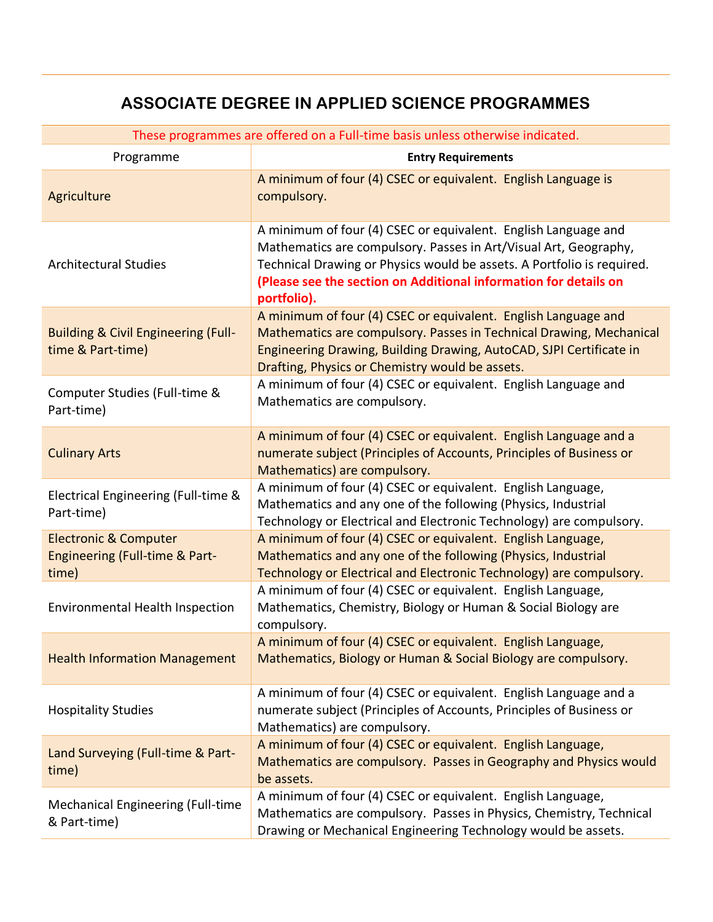## ASSOCIATE DEGREE IN APPLIED SCIENCE PROGRAMMES

These programmes are offered on a Full-time basis unless otherwise indicated.

| Programme | **Entry Requirements** |
|---|---|
| Agriculture | A minimum of four (4) CSEC or equivalent. English Language is compulsory. |
| Architectural Studies | A minimum of four (4) CSEC or equivalent. English Language and Mathematics are compulsory. Passes in Art/Visual Art, Geography, Technical Drawing or Physics would be assets. A Portfolio is required. **(Please see the section on Additional information for details on portfolio).** |
| Building & Civil Engineering (Full-time & Part-time) | A minimum of four (4) CSEC or equivalent. English Language and Mathematics are compulsory. Passes in Technical Drawing, Mechanical Engineering Drawing, Building Drawing, AutoCAD, SJPI Certificate in Drafting, Physics or Chemistry would be assets. |
| Computer Studies (Full-time & Part-time) | A minimum of four (4) CSEC or equivalent. English Language and Mathematics are compulsory. |
| Culinary Arts | A minimum of four (4) CSEC or equivalent. English Language and a numerate subject (Principles of Accounts, Principles of Business or Mathematics) are compulsory. |
| Electrical Engineering (Full-time & Part-time) | A minimum of four (4) CSEC or equivalent. English Language, Mathematics and any one of the following (Physics, Industrial Technology or Electrical and Electronic Technology) are compulsory. |
| Electronic & Computer Engineering (Full-time & Part-time) | A minimum of four (4) CSEC or equivalent. English Language, Mathematics and any one of the following (Physics, Industrial Technology or Electrical and Electronic Technology) are compulsory. |
| Environmental Health Inspection | A minimum of four (4) CSEC or equivalent. English Language, Mathematics, Chemistry, Biology or Human & Social Biology are compulsory. |
| Health Information Management | A minimum of four (4) CSEC or equivalent. English Language, Mathematics, Biology or Human & Social Biology are compulsory. |
| Hospitality Studies | A minimum of four (4) CSEC or equivalent. English Language and a numerate subject (Principles of Accounts, Principles of Business or Mathematics) are compulsory. |
| Land Surveying (Full-time & Part-time) | A minimum of four (4) CSEC or equivalent. English Language, Mathematics are compulsory. Passes in Geography and Physics would be assets. |
| Mechanical Engineering (Full-time & Part-time) | A minimum of four (4) CSEC or equivalent. English Language, Mathematics are compulsory. Passes in Physics, Chemistry, Technical Drawing or Mechanical Engineering Technology would be assets. |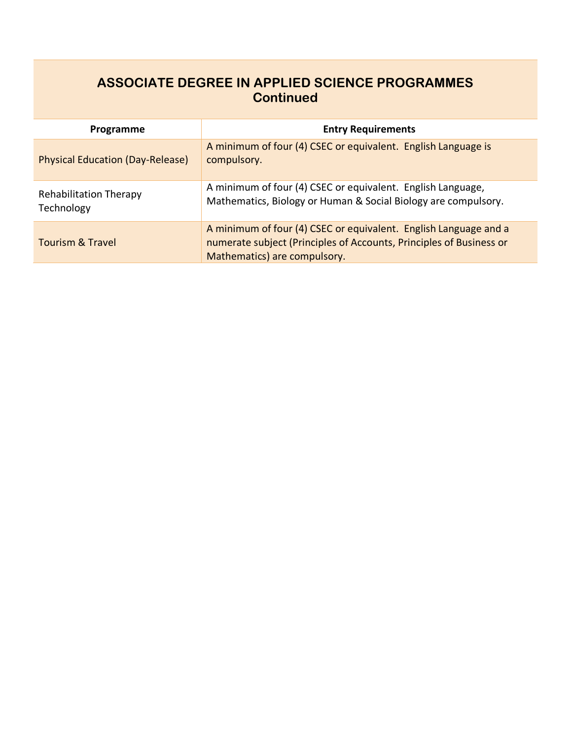## ASSOCIATE DEGREE IN APPLIED SCIENCE PROGRAMMES
## Continued

| Programme | Entry Requirements |
|---|---|
| Physical Education (Day-Release) | A minimum of four (4) CSEC or equivalent. English Language is compulsory. |
| Rehabilitation Therapy Technology | A minimum of four (4) CSEC or equivalent. English Language, Mathematics, Biology or Human & Social Biology are compulsory. |
| Tourism & Travel | A minimum of four (4) CSEC or equivalent. English Language and a numerate subject (Principles of Accounts, Principles of Business or Mathematics) are compulsory. |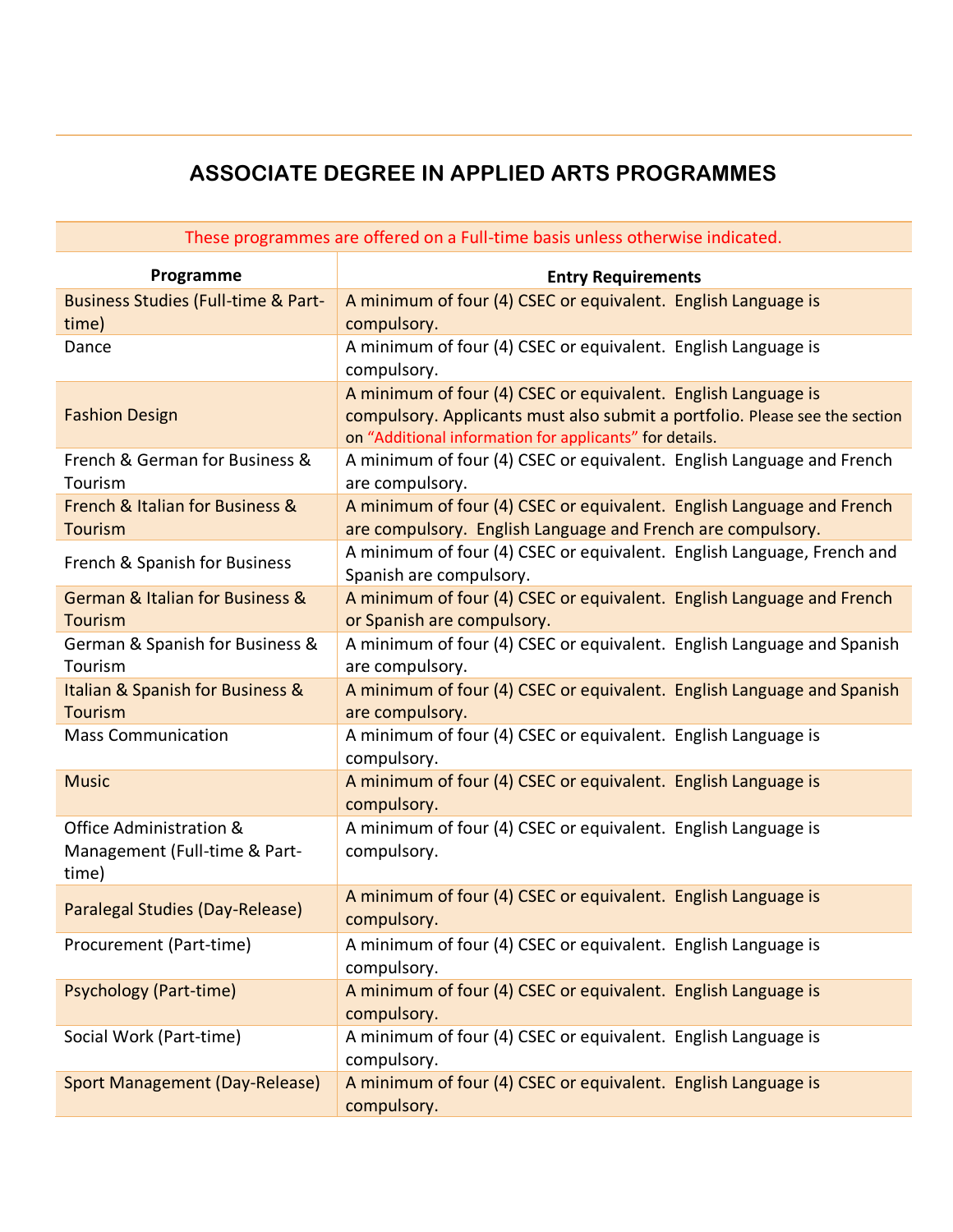# ASSOCIATE DEGREE IN APPLIED ARTS PROGRAMMES

These programmes are offered on a Full-time basis unless otherwise indicated.

| Programme | Entry Requirements |
|---|---|
| Business Studies (Full-time & Part-time) | A minimum of four (4) CSEC or equivalent. English Language is compulsory. |
| Dance | A minimum of four (4) CSEC or equivalent. English Language is compulsory. |
| Fashion Design | A minimum of four (4) CSEC or equivalent. English Language is compulsory. Applicants must also submit a portfolio. Please see the section on "Additional information for applicants" for details. |
| French & German for Business & Tourism | A minimum of four (4) CSEC or equivalent. English Language and French are compulsory. |
| French & Italian for Business & Tourism | A minimum of four (4) CSEC or equivalent. English Language and French are compulsory. English Language and French are compulsory. |
| French & Spanish for Business | A minimum of four (4) CSEC or equivalent. English Language, French and Spanish are compulsory. |
| German & Italian for Business & Tourism | A minimum of four (4) CSEC or equivalent. English Language and French or Spanish are compulsory. |
| German & Spanish for Business & Tourism | A minimum of four (4) CSEC or equivalent. English Language and Spanish are compulsory. |
| Italian & Spanish for Business & Tourism | A minimum of four (4) CSEC or equivalent. English Language and Spanish are compulsory. |
| Mass Communication | A minimum of four (4) CSEC or equivalent. English Language is compulsory. |
| Music | A minimum of four (4) CSEC or equivalent. English Language is compulsory. |
| Office Administration & Management (Full-time & Part-time) | A minimum of four (4) CSEC or equivalent. English Language is compulsory. |
| Paralegal Studies (Day-Release) | A minimum of four (4) CSEC or equivalent. English Language is compulsory. |
| Procurement (Part-time) | A minimum of four (4) CSEC or equivalent. English Language is compulsory. |
| Psychology (Part-time) | A minimum of four (4) CSEC or equivalent. English Language is compulsory. |
| Social Work (Part-time) | A minimum of four (4) CSEC or equivalent. English Language is compulsory. |
| Sport Management (Day-Release) | A minimum of four (4) CSEC or equivalent. English Language is compulsory. |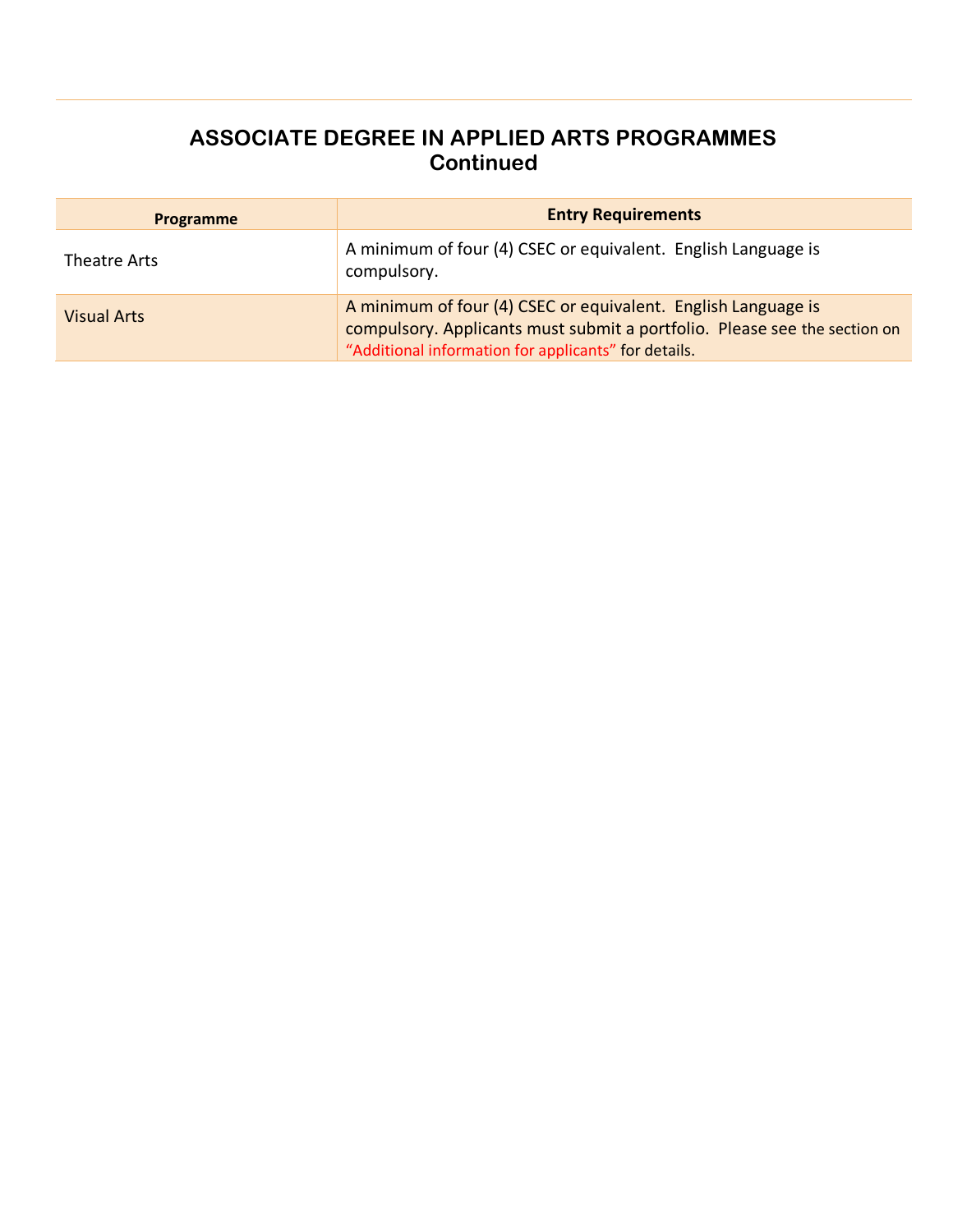## ASSOCIATE DEGREE IN APPLIED ARTS PROGRAMMES
## Continued

| Programme | Entry Requirements |
|---|---|
| Theatre Arts | A minimum of four (4) CSEC or equivalent. English Language is compulsory. |
| Visual Arts | A minimum of four (4) CSEC or equivalent. English Language is compulsory. Applicants must submit a portfolio. Please see the section on "Additional information for applicants" for details. |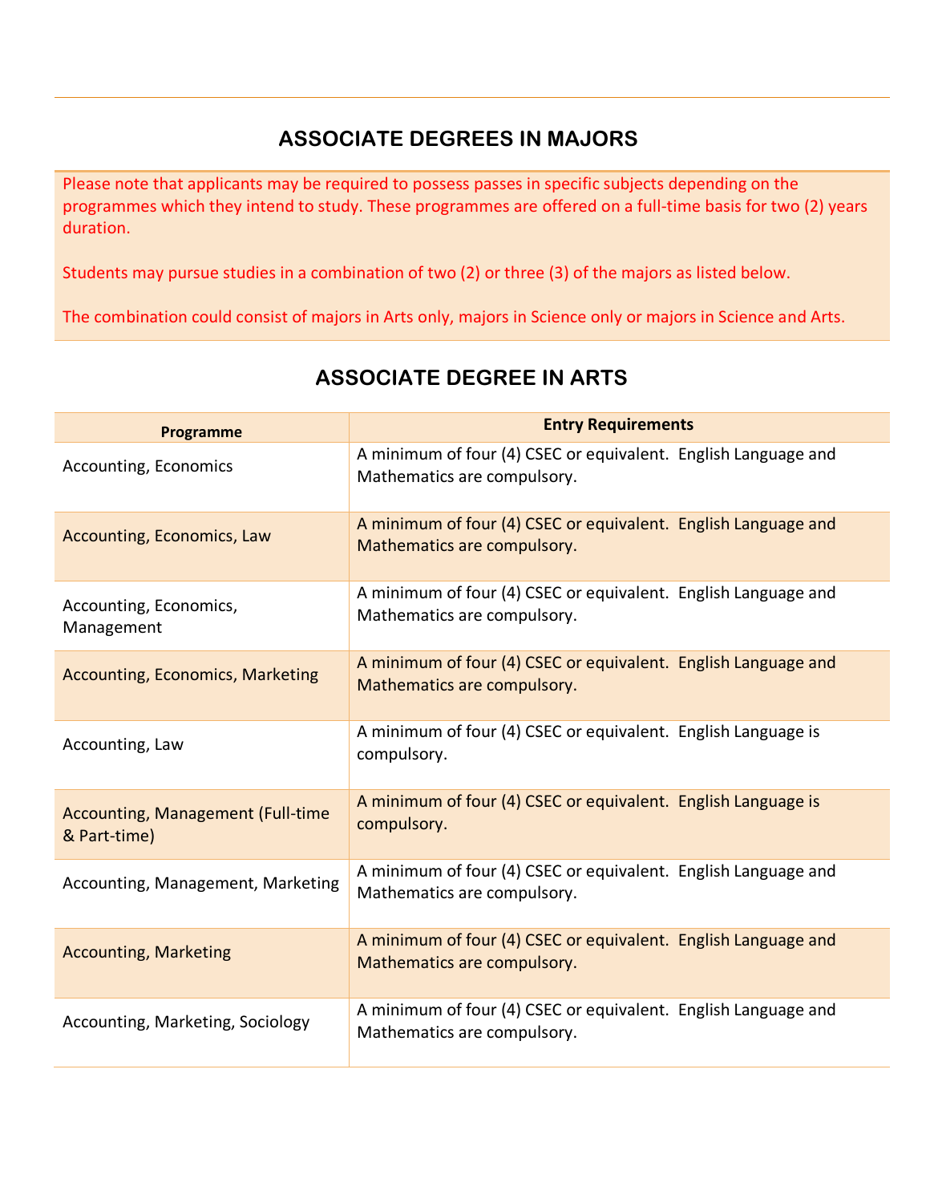## ASSOCIATE DEGREES IN MAJORS

Please note that applicants may be required to possess passes in specific subjects depending on the programmes which they intend to study. These programmes are offered on a full-time basis for two (2) years duration.

Students may pursue studies in a combination of two (2) or three (3) of the majors as listed below.

The combination could consist of majors in Arts only, majors in Science only or majors in Science and Arts.

## ASSOCIATE DEGREE IN ARTS

| Programme | Entry Requirements |
|---|---|
| Accounting, Economics | A minimum of four (4) CSEC or equivalent. English Language and Mathematics are compulsory. |
| Accounting, Economics, Law | A minimum of four (4) CSEC or equivalent. English Language and Mathematics are compulsory. |
| Accounting, Economics, Management | A minimum of four (4) CSEC or equivalent. English Language and Mathematics are compulsory. |
| Accounting, Economics, Marketing | A minimum of four (4) CSEC or equivalent. English Language and Mathematics are compulsory. |
| Accounting, Law | A minimum of four (4) CSEC or equivalent. English Language is compulsory. |
| Accounting, Management (Full-time & Part-time) | A minimum of four (4) CSEC or equivalent. English Language is compulsory. |
| Accounting, Management, Marketing | A minimum of four (4) CSEC or equivalent. English Language and Mathematics are compulsory. |
| Accounting, Marketing | A minimum of four (4) CSEC or equivalent. English Language and Mathematics are compulsory. |
| Accounting, Marketing, Sociology | A minimum of four (4) CSEC or equivalent. English Language and Mathematics are compulsory. |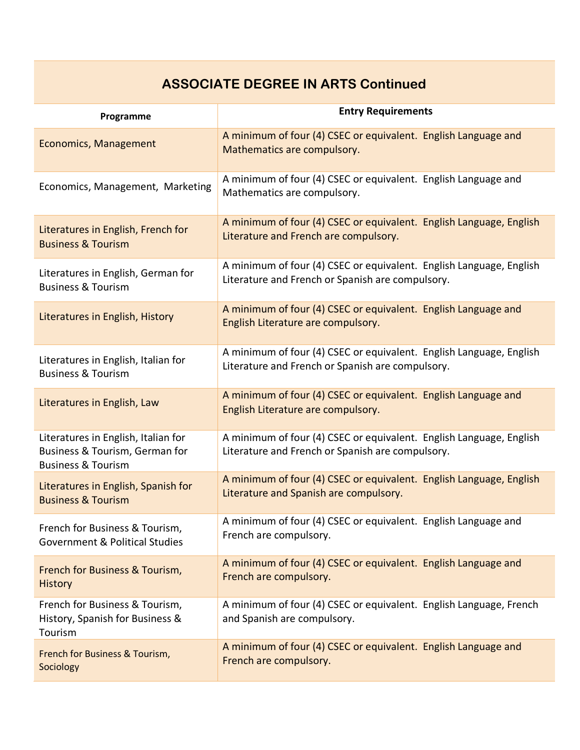## ASSOCIATE DEGREE IN ARTS Continued

| Programme | Entry Requirements |
|---|---|
| Economics, Management | A minimum of four (4) CSEC or equivalent. English Language and Mathematics are compulsory. |
| Economics, Management, Marketing | A minimum of four (4) CSEC or equivalent. English Language and Mathematics are compulsory. |
| Literatures in English, French for Business & Tourism | A minimum of four (4) CSEC or equivalent. English Language, English Literature and French are compulsory. |
| Literatures in English, German for Business & Tourism | A minimum of four (4) CSEC or equivalent. English Language, English Literature and French or Spanish are compulsory. |
| Literatures in English, History | A minimum of four (4) CSEC or equivalent. English Language and English Literature are compulsory. |
| Literatures in English, Italian for Business & Tourism | A minimum of four (4) CSEC or equivalent. English Language, English Literature and French or Spanish are compulsory. |
| Literatures in English, Law | A minimum of four (4) CSEC or equivalent. English Language and English Literature are compulsory. |
| Literatures in English, Italian for Business & Tourism, German for Business & Tourism | A minimum of four (4) CSEC or equivalent. English Language, English Literature and French or Spanish are compulsory. |
| Literatures in English, Spanish for Business & Tourism | A minimum of four (4) CSEC or equivalent. English Language, English Literature and Spanish are compulsory. |
| French for Business & Tourism, Government & Political Studies | A minimum of four (4) CSEC or equivalent. English Language and French are compulsory. |
| French for Business & Tourism, History | A minimum of four (4) CSEC or equivalent. English Language and French are compulsory. |
| French for Business & Tourism, History, Spanish for Business & Tourism | A minimum of four (4) CSEC or equivalent. English Language, French and Spanish are compulsory. |
| French for Business & Tourism, Sociology | A minimum of four (4) CSEC or equivalent. English Language and French are compulsory. |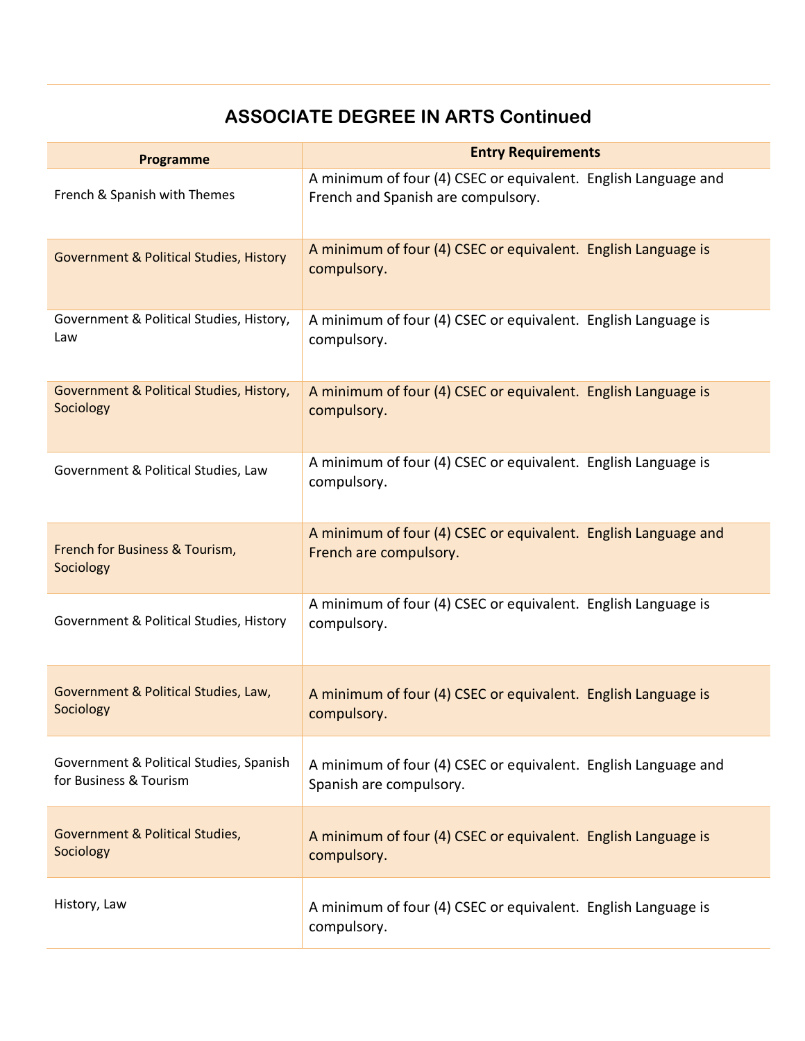## ASSOCIATE DEGREE IN ARTS Continued

| Programme | Entry Requirements |
|---|---|
| French & Spanish with Themes | A minimum of four (4) CSEC or equivalent. English Language and French and Spanish are compulsory. |
| Government & Political Studies, History | A minimum of four (4) CSEC or equivalent. English Language is compulsory. |
| Government & Political Studies, History, Law | A minimum of four (4) CSEC or equivalent. English Language is compulsory. |
| Government & Political Studies, History, Sociology | A minimum of four (4) CSEC or equivalent. English Language is compulsory. |
| Government & Political Studies, Law | A minimum of four (4) CSEC or equivalent. English Language is compulsory. |
| French for Business & Tourism, Sociology | A minimum of four (4) CSEC or equivalent. English Language and French are compulsory. |
| Government & Political Studies, History | A minimum of four (4) CSEC or equivalent. English Language is compulsory. |
| Government & Political Studies, Law, Sociology | A minimum of four (4) CSEC or equivalent. English Language is compulsory. |
| Government & Political Studies, Spanish for Business & Tourism | A minimum of four (4) CSEC or equivalent. English Language and Spanish are compulsory. |
| Government & Political Studies, Sociology | A minimum of four (4) CSEC or equivalent. English Language is compulsory. |
| History, Law | A minimum of four (4) CSEC or equivalent. English Language is compulsory. |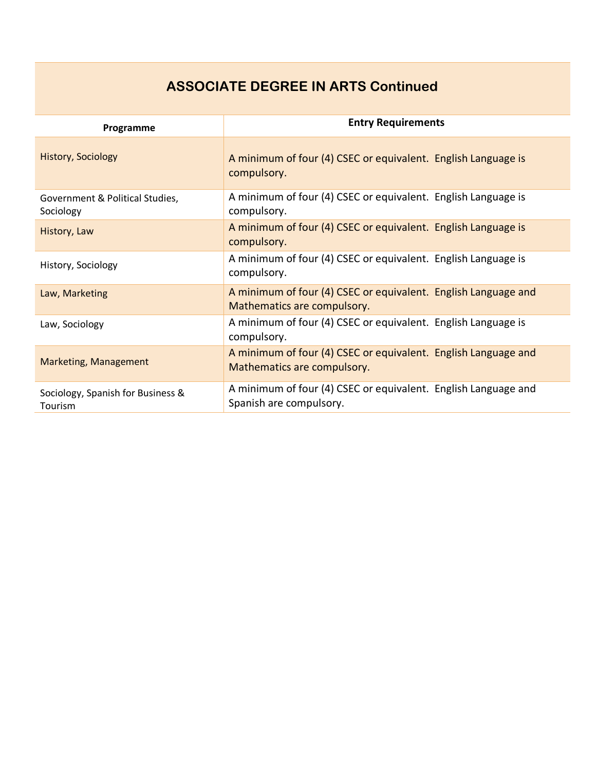## ASSOCIATE DEGREE IN ARTS Continued

| Programme | Entry Requirements |
|---|---|
| History, Sociology | A minimum of four (4) CSEC or equivalent. English Language is compulsory. |
| Government & Political Studies, Sociology | A minimum of four (4) CSEC or equivalent. English Language is compulsory. |
| History, Law | A minimum of four (4) CSEC or equivalent. English Language is compulsory. |
| History, Sociology | A minimum of four (4) CSEC or equivalent. English Language is compulsory. |
| Law, Marketing | A minimum of four (4) CSEC or equivalent. English Language and Mathematics are compulsory. |
| Law, Sociology | A minimum of four (4) CSEC or equivalent. English Language is compulsory. |
| Marketing, Management | A minimum of four (4) CSEC or equivalent. English Language and Mathematics are compulsory. |
| Sociology, Spanish for Business & Tourism | A minimum of four (4) CSEC or equivalent. English Language and Spanish are compulsory. |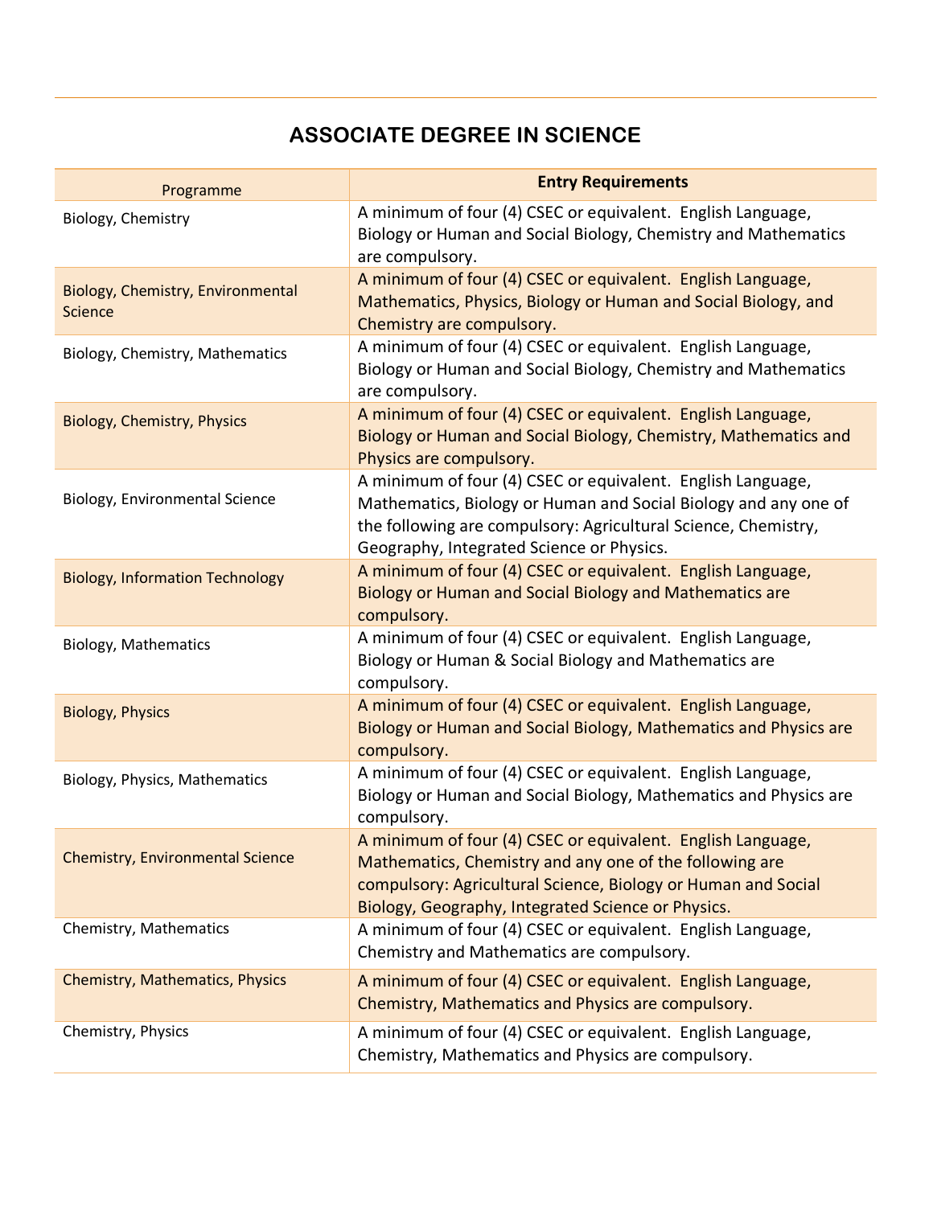## ASSOCIATE DEGREE IN SCIENCE

| Programme | Entry Requirements |
|---|---|
| Biology, Chemistry | A minimum of four (4) CSEC or equivalent. English Language, Biology or Human and Social Biology, Chemistry and Mathematics are compulsory. |
| Biology, Chemistry, Environmental Science | A minimum of four (4) CSEC or equivalent. English Language, Mathematics, Physics, Biology or Human and Social Biology, and Chemistry are compulsory. |
| Biology, Chemistry, Mathematics | A minimum of four (4) CSEC or equivalent. English Language, Biology or Human and Social Biology, Chemistry and Mathematics are compulsory. |
| Biology, Chemistry, Physics | A minimum of four (4) CSEC or equivalent. English Language, Biology or Human and Social Biology, Chemistry, Mathematics and Physics are compulsory. |
| Biology, Environmental Science | A minimum of four (4) CSEC or equivalent. English Language, Mathematics, Biology or Human and Social Biology and any one of the following are compulsory: Agricultural Science, Chemistry, Geography, Integrated Science or Physics. |
| Biology, Information Technology | A minimum of four (4) CSEC or equivalent. English Language, Biology or Human and Social Biology and Mathematics are compulsory. |
| Biology, Mathematics | A minimum of four (4) CSEC or equivalent. English Language, Biology or Human & Social Biology and Mathematics are compulsory. |
| Biology, Physics | A minimum of four (4) CSEC or equivalent. English Language, Biology or Human and Social Biology, Mathematics and Physics are compulsory. |
| Biology, Physics, Mathematics | A minimum of four (4) CSEC or equivalent. English Language, Biology or Human and Social Biology, Mathematics and Physics are compulsory. |
| Chemistry, Environmental Science | A minimum of four (4) CSEC or equivalent. English Language, Mathematics, Chemistry and any one of the following are compulsory: Agricultural Science, Biology or Human and Social Biology, Geography, Integrated Science or Physics. |
| Chemistry, Mathematics | A minimum of four (4) CSEC or equivalent. English Language, Chemistry and Mathematics are compulsory. |
| Chemistry, Mathematics, Physics | A minimum of four (4) CSEC or equivalent. English Language, Chemistry, Mathematics and Physics are compulsory. |
| Chemistry, Physics | A minimum of four (4) CSEC or equivalent. English Language, Chemistry, Mathematics and Physics are compulsory. |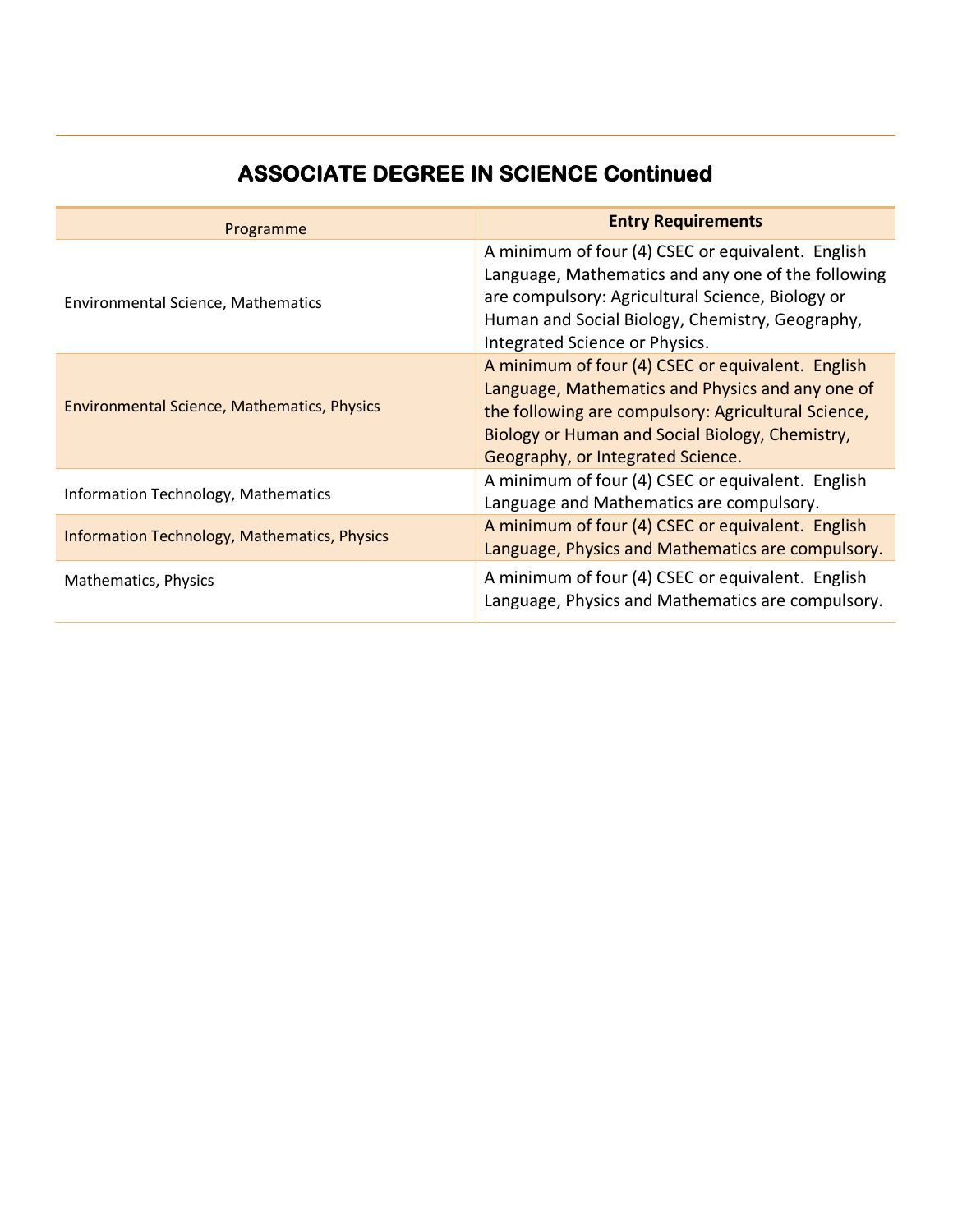## ASSOCIATE DEGREE IN SCIENCE Continued

| Programme | **Entry Requirements** |
|---|---|
| Environmental Science, Mathematics | A minimum of four (4) CSEC or equivalent.  English Language, Mathematics and any one of the following are compulsory: Agricultural Science, Biology or Human and Social Biology, Chemistry, Geography, Integrated Science or Physics. |
| Environmental Science, Mathematics, Physics | A minimum of four (4) CSEC or equivalent.  English Language, Mathematics and Physics and any one of the following are compulsory: Agricultural Science, Biology or Human and Social Biology, Chemistry, Geography, or Integrated Science. |
| Information Technology, Mathematics | A minimum of four (4) CSEC or equivalent.  English Language and Mathematics are compulsory. |
| Information Technology, Mathematics, Physics | A minimum of four (4) CSEC or equivalent.  English Language, Physics and Mathematics are compulsory. |
| Mathematics, Physics | A minimum of four (4) CSEC or equivalent.  English Language, Physics and Mathematics are compulsory. |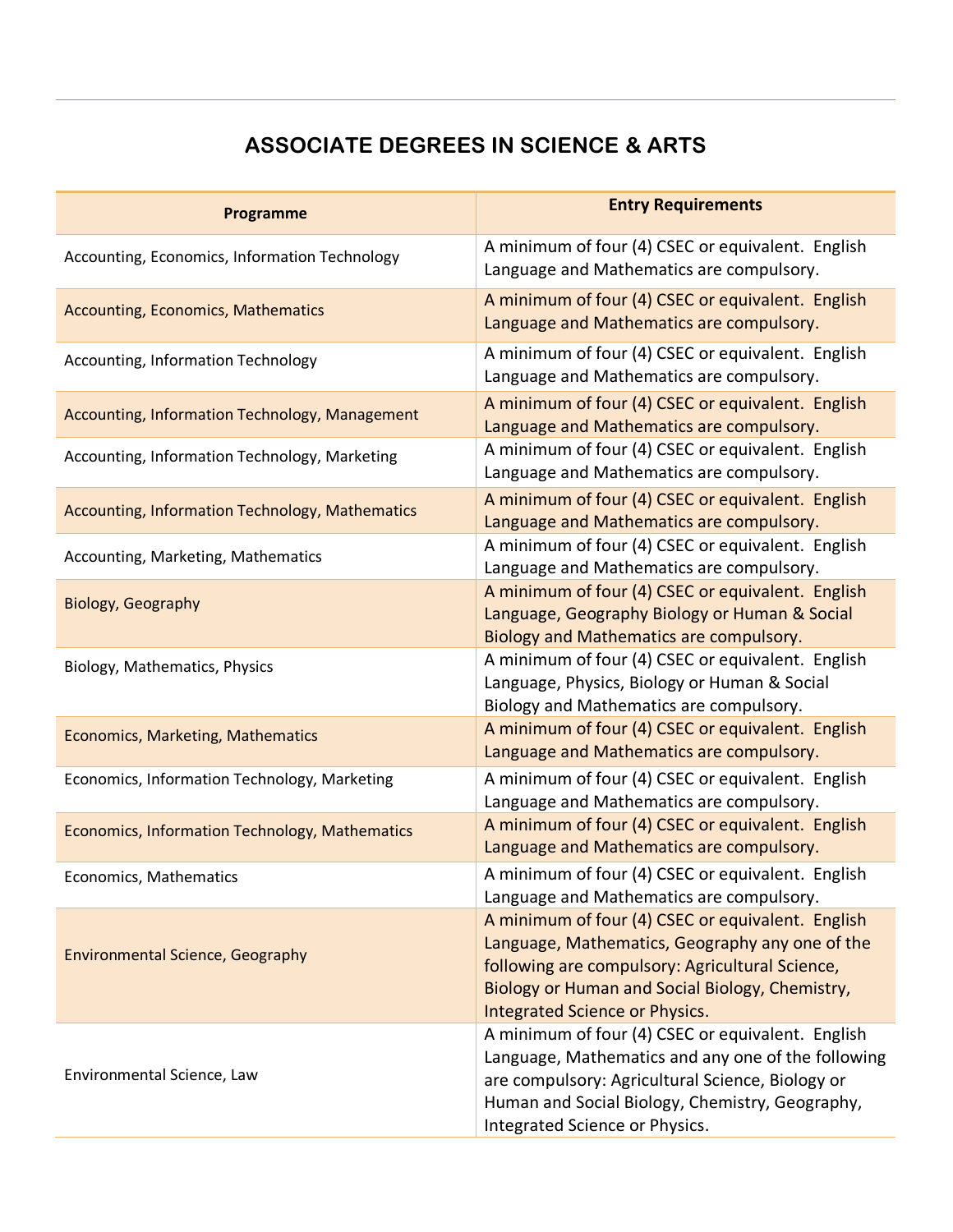## ASSOCIATE DEGREES IN SCIENCE & ARTS

| Programme | Entry Requirements |
|---|---|
| Accounting, Economics, Information Technology | A minimum of four (4) CSEC or equivalent. English Language and Mathematics are compulsory. |
| Accounting, Economics, Mathematics | A minimum of four (4) CSEC or equivalent. English Language and Mathematics are compulsory. |
| Accounting, Information Technology | A minimum of four (4) CSEC or equivalent. English Language and Mathematics are compulsory. |
| Accounting, Information Technology, Management | A minimum of four (4) CSEC or equivalent. English Language and Mathematics are compulsory. |
| Accounting, Information Technology, Marketing | A minimum of four (4) CSEC or equivalent. English Language and Mathematics are compulsory. |
| Accounting, Information Technology, Mathematics | A minimum of four (4) CSEC or equivalent. English Language and Mathematics are compulsory. |
| Accounting, Marketing, Mathematics | A minimum of four (4) CSEC or equivalent. English Language and Mathematics are compulsory. |
| Biology, Geography | A minimum of four (4) CSEC or equivalent. English Language, Geography Biology or Human & Social Biology and Mathematics are compulsory. |
| Biology, Mathematics, Physics | A minimum of four (4) CSEC or equivalent. English Language, Physics, Biology or Human & Social Biology and Mathematics are compulsory. |
| Economics, Marketing, Mathematics | A minimum of four (4) CSEC or equivalent. English Language and Mathematics are compulsory. |
| Economics, Information Technology, Marketing | A minimum of four (4) CSEC or equivalent. English Language and Mathematics are compulsory. |
| Economics, Information Technology, Mathematics | A minimum of four (4) CSEC or equivalent. English Language and Mathematics are compulsory. |
| Economics, Mathematics | A minimum of four (4) CSEC or equivalent. English Language and Mathematics are compulsory. |
| Environmental Science, Geography | A minimum of four (4) CSEC or equivalent. English Language, Mathematics, Geography any one of the following are compulsory: Agricultural Science, Biology or Human and Social Biology, Chemistry, Integrated Science or Physics. |
| Environmental Science, Law | A minimum of four (4) CSEC or equivalent. English Language, Mathematics and any one of the following are compulsory: Agricultural Science, Biology or Human and Social Biology, Chemistry, Geography, Integrated Science or Physics. |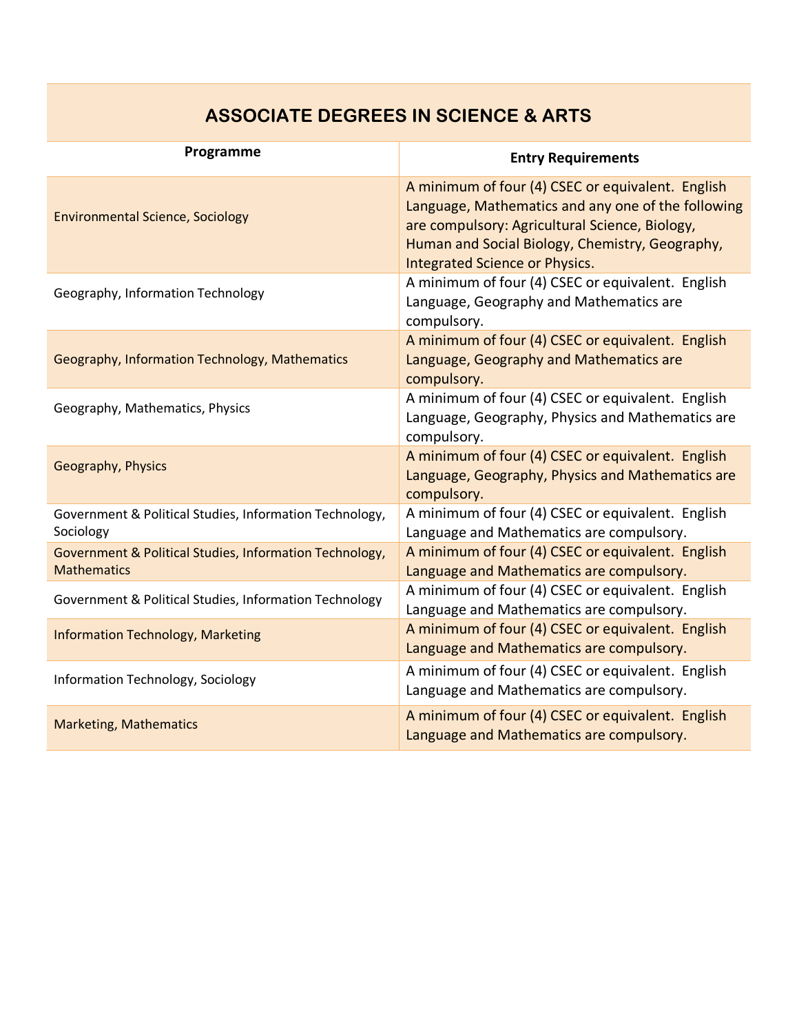## ASSOCIATE DEGREES IN SCIENCE & ARTS

| Programme | Entry Requirements |
|---|---|
| Environmental Science, Sociology | A minimum of four (4) CSEC or equivalent. English Language, Mathematics and any one of the following are compulsory: Agricultural Science, Biology, Human and Social Biology, Chemistry, Geography, Integrated Science or Physics. |
| Geography, Information Technology | A minimum of four (4) CSEC or equivalent. English Language, Geography and Mathematics are compulsory. |
| Geography, Information Technology, Mathematics | A minimum of four (4) CSEC or equivalent. English Language, Geography and Mathematics are compulsory. |
| Geography, Mathematics, Physics | A minimum of four (4) CSEC or equivalent. English Language, Geography, Physics and Mathematics are compulsory. |
| Geography, Physics | A minimum of four (4) CSEC or equivalent. English Language, Geography, Physics and Mathematics are compulsory. |
| Government & Political Studies, Information Technology, Sociology | A minimum of four (4) CSEC or equivalent. English Language and Mathematics are compulsory. |
| Government & Political Studies, Information Technology, Mathematics | A minimum of four (4) CSEC or equivalent. English Language and Mathematics are compulsory. |
| Government & Political Studies, Information Technology | A minimum of four (4) CSEC or equivalent. English Language and Mathematics are compulsory. |
| Information Technology, Marketing | A minimum of four (4) CSEC or equivalent. English Language and Mathematics are compulsory. |
| Information Technology, Sociology | A minimum of four (4) CSEC or equivalent. English Language and Mathematics are compulsory. |
| Marketing, Mathematics | A minimum of four (4) CSEC or equivalent. English Language and Mathematics are compulsory. |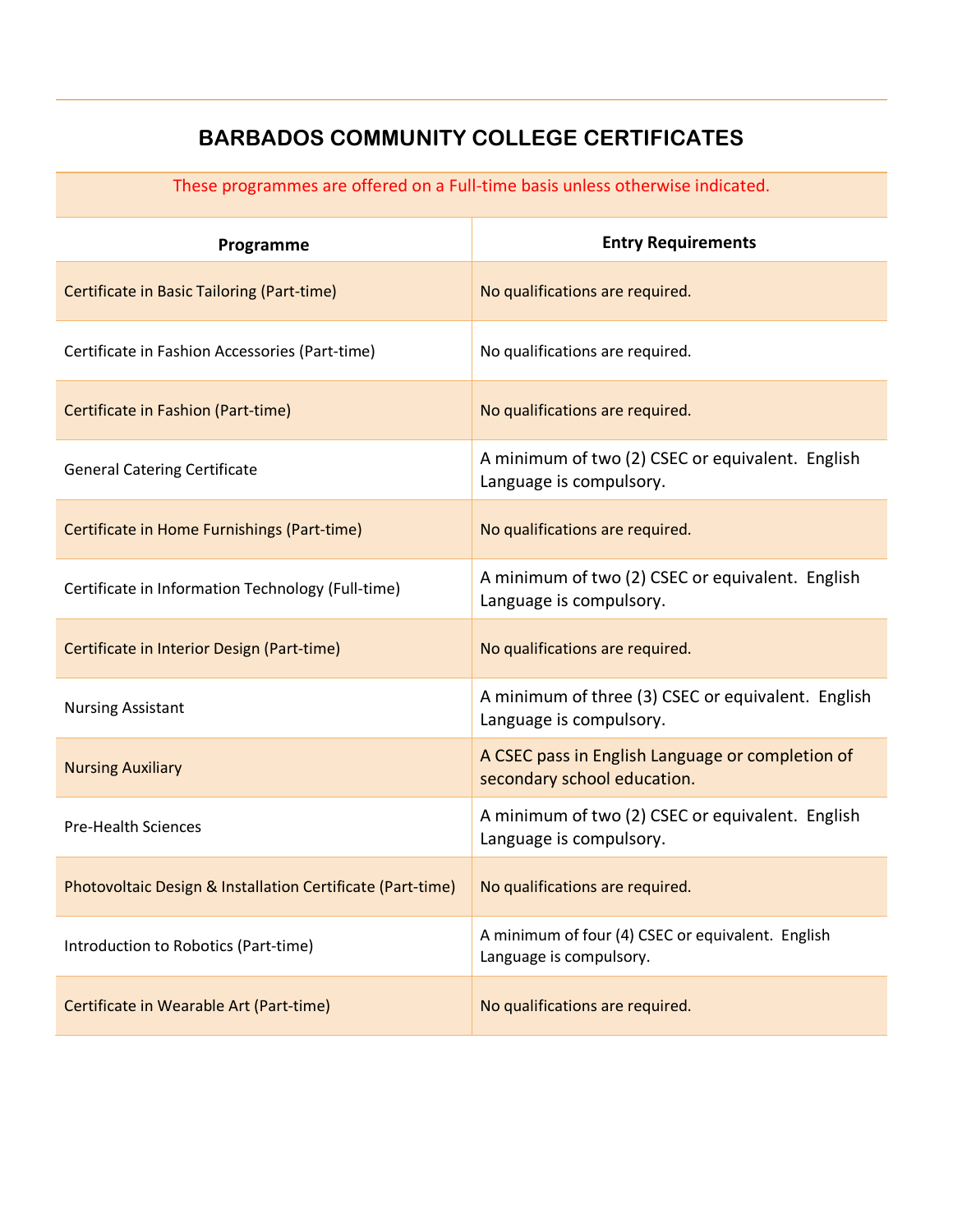# BARBADOS COMMUNITY COLLEGE CERTIFICATES

These programmes are offered on a Full-time basis unless otherwise indicated.

| Programme | Entry Requirements |
|---|---|
| Certificate in Basic Tailoring (Part-time) | No qualifications are required. |
| Certificate in Fashion Accessories (Part-time) | No qualifications are required. |
| Certificate in Fashion (Part-time) | No qualifications are required. |
| General Catering Certificate | A minimum of two (2) CSEC or equivalent. English Language is compulsory. |
| Certificate in Home Furnishings (Part-time) | No qualifications are required. |
| Certificate in Information Technology (Full-time) | A minimum of two (2) CSEC or equivalent. English Language is compulsory. |
| Certificate in Interior Design (Part-time) | No qualifications are required. |
| Nursing Assistant | A minimum of three (3) CSEC or equivalent. English Language is compulsory. |
| Nursing Auxiliary | A CSEC pass in English Language or completion of secondary school education. |
| Pre-Health Sciences | A minimum of two (2) CSEC or equivalent. English Language is compulsory. |
| Photovoltaic Design & Installation Certificate (Part-time) | No qualifications are required. |
| Introduction to Robotics (Part-time) | A minimum of four (4) CSEC or equivalent. English Language is compulsory. |
| Certificate in Wearable Art (Part-time) | No qualifications are required. |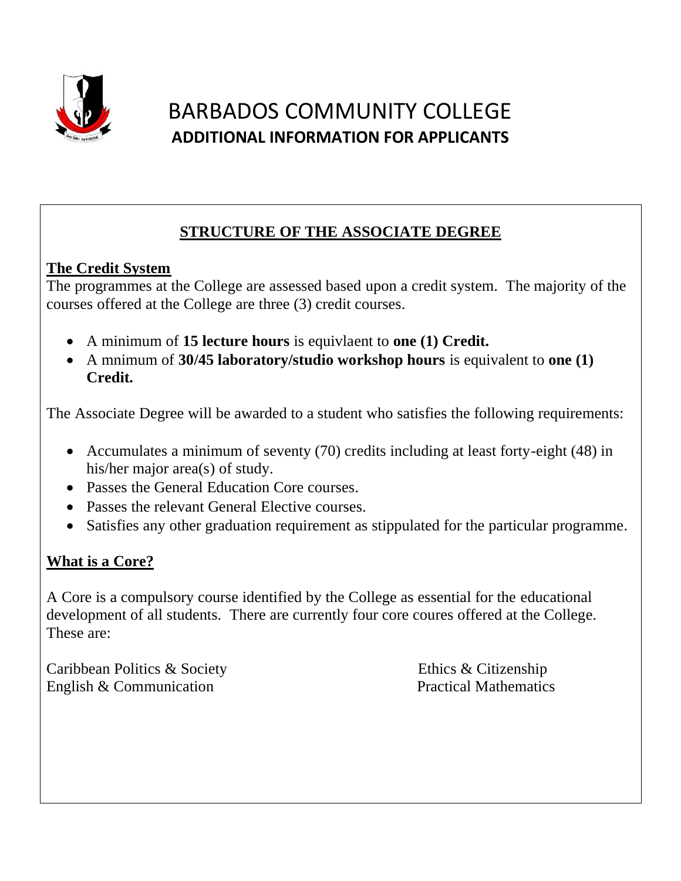# BARBADOS COMMUNITY COLLEGE

## ADDITIONAL INFORMATION FOR APPLICANTS

### STRUCTURE OF THE ASSOCIATE DEGREE

**The Credit System**

The programmes at the College are assessed based upon a credit system. The majority of the courses offered at the College are three (3) credit courses.

- A minimum of **15 lecture hours** is equivlaent to **one (1) Credit.**
- A mnimum of **30/45 laboratory/studio workshop hours** is equivalent to **one (1) Credit.**

The Associate Degree will be awarded to a student who satisfies the following requirements:

- Accumulates a minimum of seventy (70) credits including at least forty-eight (48) in his/her major area(s) of study.
- Passes the General Education Core courses.
- Passes the relevant General Elective courses.
- Satisfies any other graduation requirement as stippulated for the particular programme.

**What is a Core?**

A Core is a compulsory course identified by the College as essential for the educational development of all students. There are currently four core coures offered at the College. These are:

Caribbean Politics & Society
Ethics & Citizenship
English & Communication
Practical Mathematics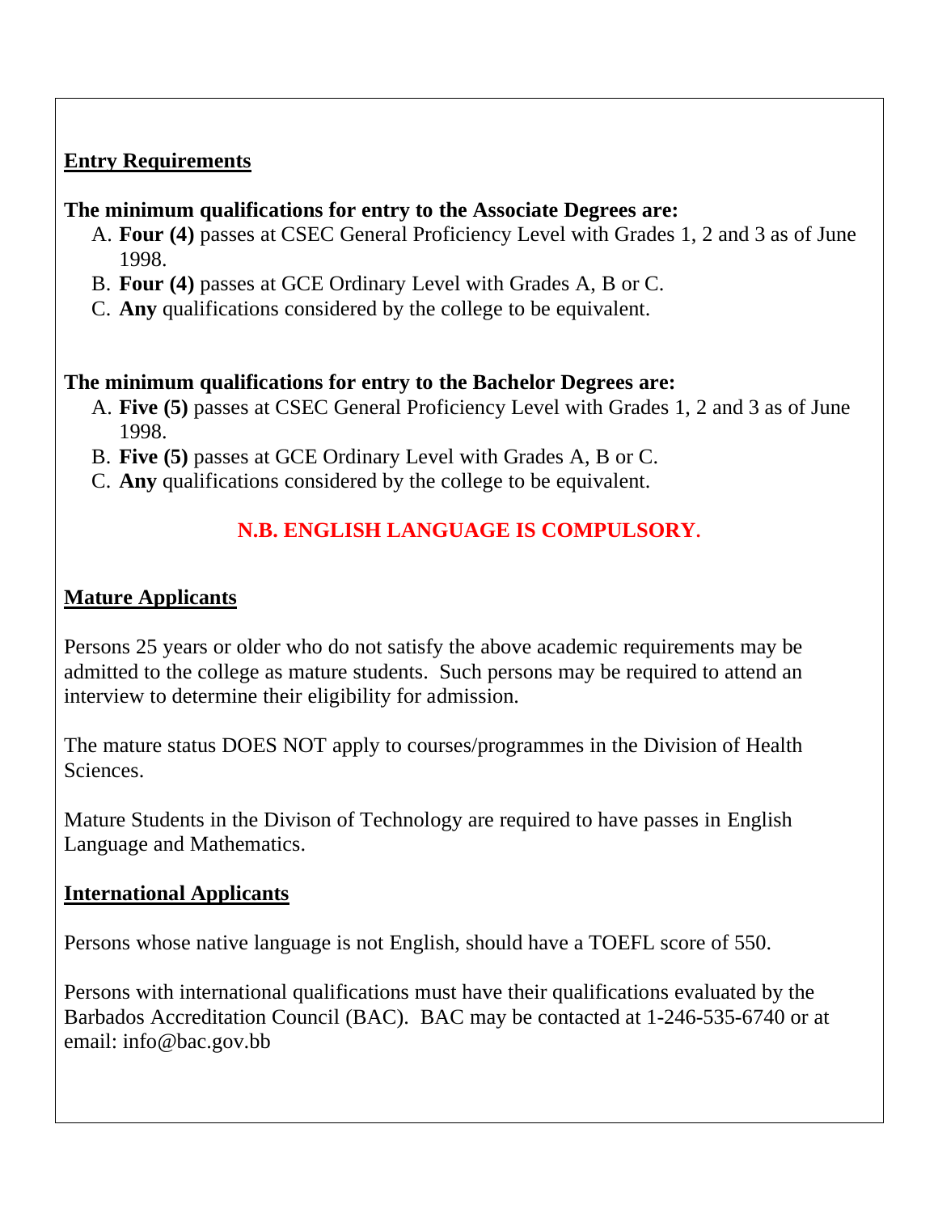## Entry Requirements

**The minimum qualifications for entry to the Associate Degrees are:**

A. **Four (4)** passes at CSEC General Proficiency Level with Grades 1, 2 and 3 as of June 1998.
B. **Four (4)** passes at GCE Ordinary Level with Grades A, B or C.
C. **Any** qualifications considered by the college to be equivalent.

**The minimum qualifications for entry to the Bachelor Degrees are:**

A. **Five (5)** passes at CSEC General Proficiency Level with Grades 1, 2 and 3 as of June 1998.
B. **Five (5)** passes at GCE Ordinary Level with Grades A, B or C.
C. **Any** qualifications considered by the college to be equivalent.

**N.B. ENGLISH LANGUAGE IS COMPULSORY.**

## Mature Applicants

Persons 25 years or older who do not satisfy the above academic requirements may be admitted to the college as mature students. Such persons may be required to attend an interview to determine their eligibility for admission.

The mature status DOES NOT apply to courses/programmes in the Division of Health Sciences.

Mature Students in the Divison of Technology are required to have passes in English Language and Mathematics.

## International Applicants

Persons whose native language is not English, should have a TOEFL score of 550.

Persons with international qualifications must have their qualifications evaluated by the Barbados Accreditation Council (BAC). BAC may be contacted at 1-246-535-6740 or at email: info@bac.gov.bb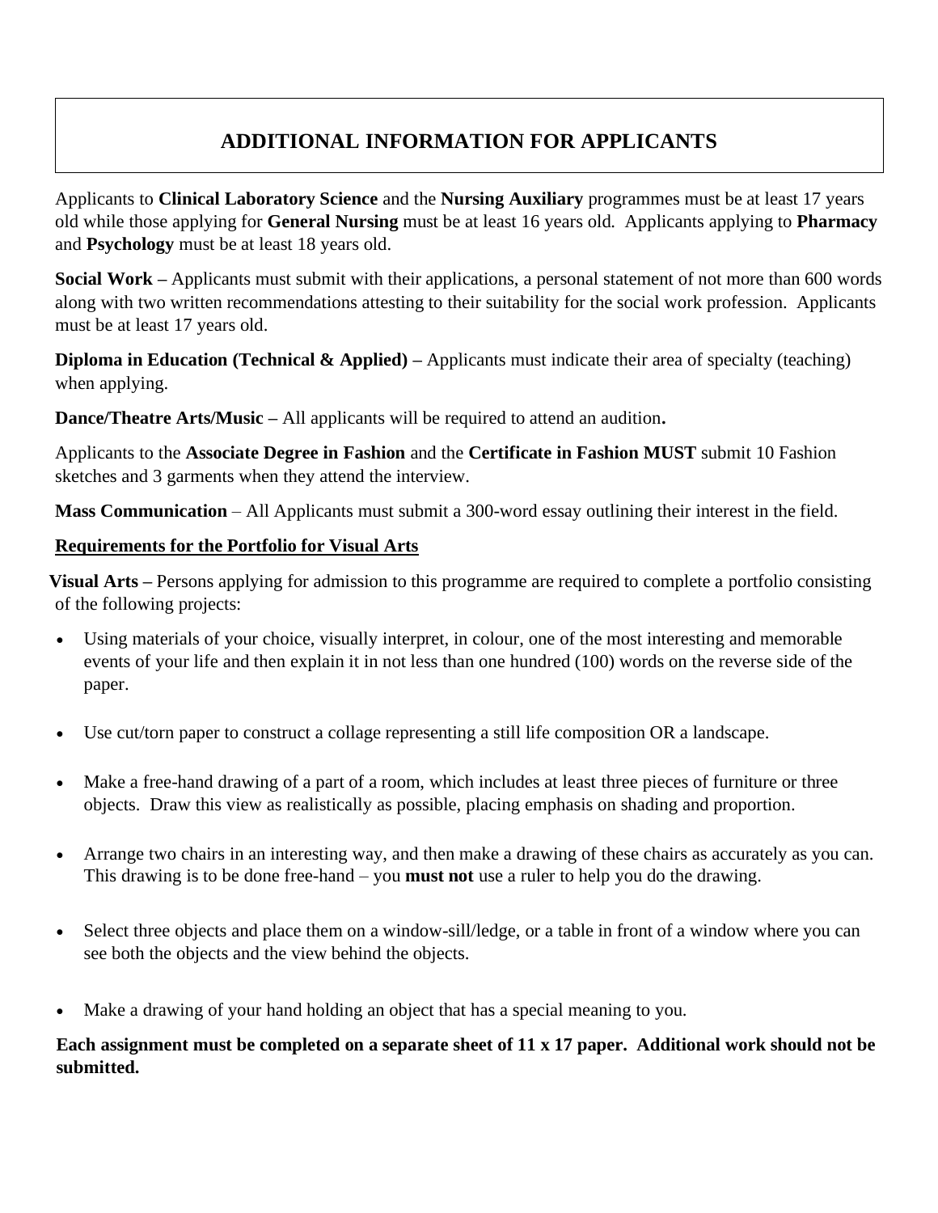# ADDITIONAL INFORMATION FOR APPLICANTS

Applicants to **Clinical Laboratory Science** and the **Nursing Auxiliary** programmes must be at least 17 years old while those applying for **General Nursing** must be at least 16 years old. Applicants applying to **Pharmacy** and **Psychology** must be at least 18 years old.

**Social Work –** Applicants must submit with their applications, a personal statement of not more than 600 words along with two written recommendations attesting to their suitability for the social work profession. Applicants must be at least 17 years old.

**Diploma in Education (Technical & Applied) –** Applicants must indicate their area of specialty (teaching) when applying.

**Dance/Theatre Arts/Music –** All applicants will be required to attend an audition**.**

Applicants to the **Associate Degree in Fashion** and the **Certificate in Fashion MUST** submit 10 Fashion sketches and 3 garments when they attend the interview.

**Mass Communication** – All Applicants must submit a 300-word essay outlining their interest in the field.

## Requirements for the Portfolio for Visual Arts

**Visual Arts –** Persons applying for admission to this programme are required to complete a portfolio consisting of the following projects:

- Using materials of your choice, visually interpret, in colour, one of the most interesting and memorable events of your life and then explain it in not less than one hundred (100) words on the reverse side of the paper.
- Use cut/torn paper to construct a collage representing a still life composition OR a landscape.
- Make a free-hand drawing of a part of a room, which includes at least three pieces of furniture or three objects. Draw this view as realistically as possible, placing emphasis on shading and proportion.
- Arrange two chairs in an interesting way, and then make a drawing of these chairs as accurately as you can. This drawing is to be done free-hand – you **must not** use a ruler to help you do the drawing.
- Select three objects and place them on a window-sill/ledge, or a table in front of a window where you can see both the objects and the view behind the objects.
- Make a drawing of your hand holding an object that has a special meaning to you.

**Each assignment must be completed on a separate sheet of 11 x 17 paper. Additional work should not be submitted.**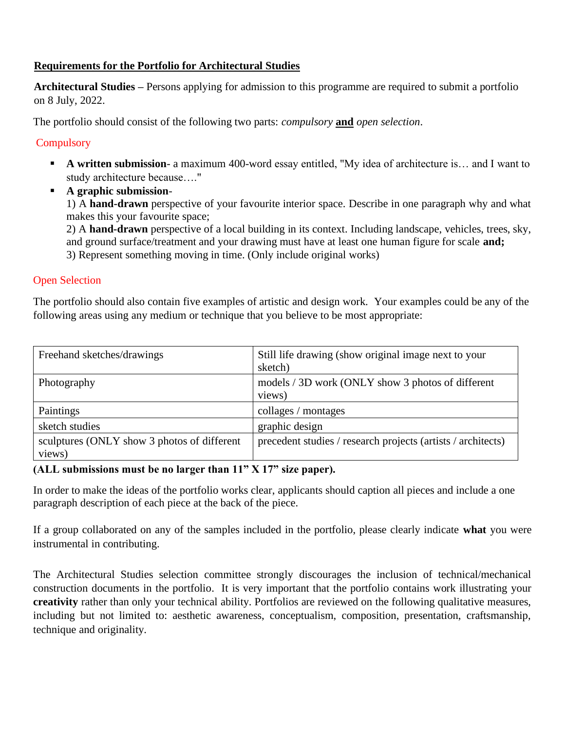## Requirements for the Portfolio for Architectural Studies

**Architectural Studies –** Persons applying for admission to this programme are required to submit a portfolio on 8 July, 2022.

The portfolio should consist of the following two parts: *compulsory* **and** *open selection*.

### Compulsory

- **A written submission**- a maximum 400-word essay entitled, "My idea of architecture is… and I want to study architecture because…."
- **A graphic submission**-
  1) A **hand-drawn** perspective of your favourite interior space. Describe in one paragraph why and what makes this your favourite space;
  2) A **hand-drawn** perspective of a local building in its context. Including landscape, vehicles, trees, sky, and ground surface/treatment and your drawing must have at least one human figure for scale **and;**
  3) Represent something moving in time. (Only include original works)

### Open Selection

The portfolio should also contain five examples of artistic and design work. Your examples could be any of the following areas using any medium or technique that you believe to be most appropriate:

| | |
|---|---|
| Freehand sketches/drawings | Still life drawing (show original image next to your sketch) |
| Photography | models / 3D work (ONLY show 3 photos of different views) |
| Paintings | collages / montages |
| sketch studies | graphic design |
| sculptures (ONLY show 3 photos of different views) | precedent studies / research projects (artists / architects) |

**(ALL submissions must be no larger than 11" X 17" size paper).**

In order to make the ideas of the portfolio works clear, applicants should caption all pieces and include a one paragraph description of each piece at the back of the piece.

If a group collaborated on any of the samples included in the portfolio, please clearly indicate **what** you were instrumental in contributing.

The Architectural Studies selection committee strongly discourages the inclusion of technical/mechanical construction documents in the portfolio. It is very important that the portfolio contains work illustrating your **creativity** rather than only your technical ability. Portfolios are reviewed on the following qualitative measures, including but not limited to: aesthetic awareness, conceptualism, composition, presentation, craftsmanship, technique and originality.